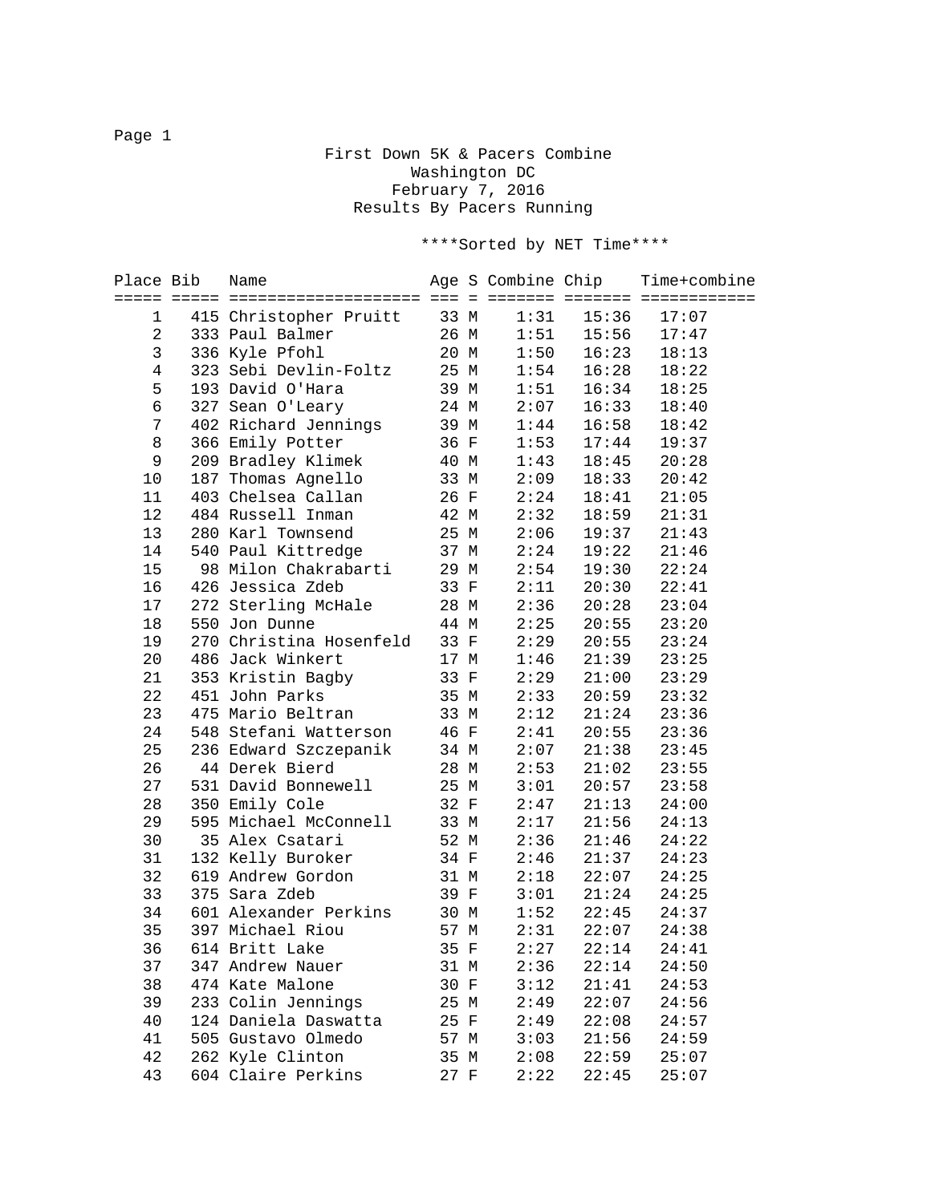# First Down 5K & Pacers Combine

Washington DC
February 7, 2016
Results By Pacers Running

****Sorted by NET Time****

| Place | Bib | Name | Age | S | Combine | Chip | Time+combine |
|---|---|---|---|---|---|---|---|
| 1 | 415 | Christopher Pruitt | 33 | M | 1:31 | 15:36 | 17:07 |
| 2 | 333 | Paul Balmer | 26 | M | 1:51 | 15:56 | 17:47 |
| 3 | 336 | Kyle Pfohl | 20 | M | 1:50 | 16:23 | 18:13 |
| 4 | 323 | Sebi Devlin-Foltz | 25 | M | 1:54 | 16:28 | 18:22 |
| 5 | 193 | David O'Hara | 39 | M | 1:51 | 16:34 | 18:25 |
| 6 | 327 | Sean O'Leary | 24 | M | 2:07 | 16:33 | 18:40 |
| 7 | 402 | Richard Jennings | 39 | M | 1:44 | 16:58 | 18:42 |
| 8 | 366 | Emily Potter | 36 | F | 1:53 | 17:44 | 19:37 |
| 9 | 209 | Bradley Klimek | 40 | M | 1:43 | 18:45 | 20:28 |
| 10 | 187 | Thomas Agnello | 33 | M | 2:09 | 18:33 | 20:42 |
| 11 | 403 | Chelsea Callan | 26 | F | 2:24 | 18:41 | 21:05 |
| 12 | 484 | Russell Inman | 42 | M | 2:32 | 18:59 | 21:31 |
| 13 | 280 | Karl Townsend | 25 | M | 2:06 | 19:37 | 21:43 |
| 14 | 540 | Paul Kittredge | 37 | M | 2:24 | 19:22 | 21:46 |
| 15 | 98 | Milon Chakrabarti | 29 | M | 2:54 | 19:30 | 22:24 |
| 16 | 426 | Jessica Zdeb | 33 | F | 2:11 | 20:30 | 22:41 |
| 17 | 272 | Sterling McHale | 28 | M | 2:36 | 20:28 | 23:04 |
| 18 | 550 | Jon Dunne | 44 | M | 2:25 | 20:55 | 23:20 |
| 19 | 270 | Christina Hosenfeld | 33 | F | 2:29 | 20:55 | 23:24 |
| 20 | 486 | Jack Winkert | 17 | M | 1:46 | 21:39 | 23:25 |
| 21 | 353 | Kristin Bagby | 33 | F | 2:29 | 21:00 | 23:29 |
| 22 | 451 | John Parks | 35 | M | 2:33 | 20:59 | 23:32 |
| 23 | 475 | Mario Beltran | 33 | M | 2:12 | 21:24 | 23:36 |
| 24 | 548 | Stefani Watterson | 46 | F | 2:41 | 20:55 | 23:36 |
| 25 | 236 | Edward Szczepanik | 34 | M | 2:07 | 21:38 | 23:45 |
| 26 | 44 | Derek Bierd | 28 | M | 2:53 | 21:02 | 23:55 |
| 27 | 531 | David Bonnewell | 25 | M | 3:01 | 20:57 | 23:58 |
| 28 | 350 | Emily Cole | 32 | F | 2:47 | 21:13 | 24:00 |
| 29 | 595 | Michael McConnell | 33 | M | 2:17 | 21:56 | 24:13 |
| 30 | 35 | Alex Csatari | 52 | M | 2:36 | 21:46 | 24:22 |
| 31 | 132 | Kelly Buroker | 34 | F | 2:46 | 21:37 | 24:23 |
| 32 | 619 | Andrew Gordon | 31 | M | 2:18 | 22:07 | 24:25 |
| 33 | 375 | Sara Zdeb | 39 | F | 3:01 | 21:24 | 24:25 |
| 34 | 601 | Alexander Perkins | 30 | M | 1:52 | 22:45 | 24:37 |
| 35 | 397 | Michael Riou | 57 | M | 2:31 | 22:07 | 24:38 |
| 36 | 614 | Britt Lake | 35 | F | 2:27 | 22:14 | 24:41 |
| 37 | 347 | Andrew Nauer | 31 | M | 2:36 | 22:14 | 24:50 |
| 38 | 474 | Kate Malone | 30 | F | 3:12 | 21:41 | 24:53 |
| 39 | 233 | Colin Jennings | 25 | M | 2:49 | 22:07 | 24:56 |
| 40 | 124 | Daniela Daswatta | 25 | F | 2:49 | 22:08 | 24:57 |
| 41 | 505 | Gustavo Olmedo | 57 | M | 3:03 | 21:56 | 24:59 |
| 42 | 262 | Kyle Clinton | 35 | M | 2:08 | 22:59 | 25:07 |
| 43 | 604 | Claire Perkins | 27 | F | 2:22 | 22:45 | 25:07 |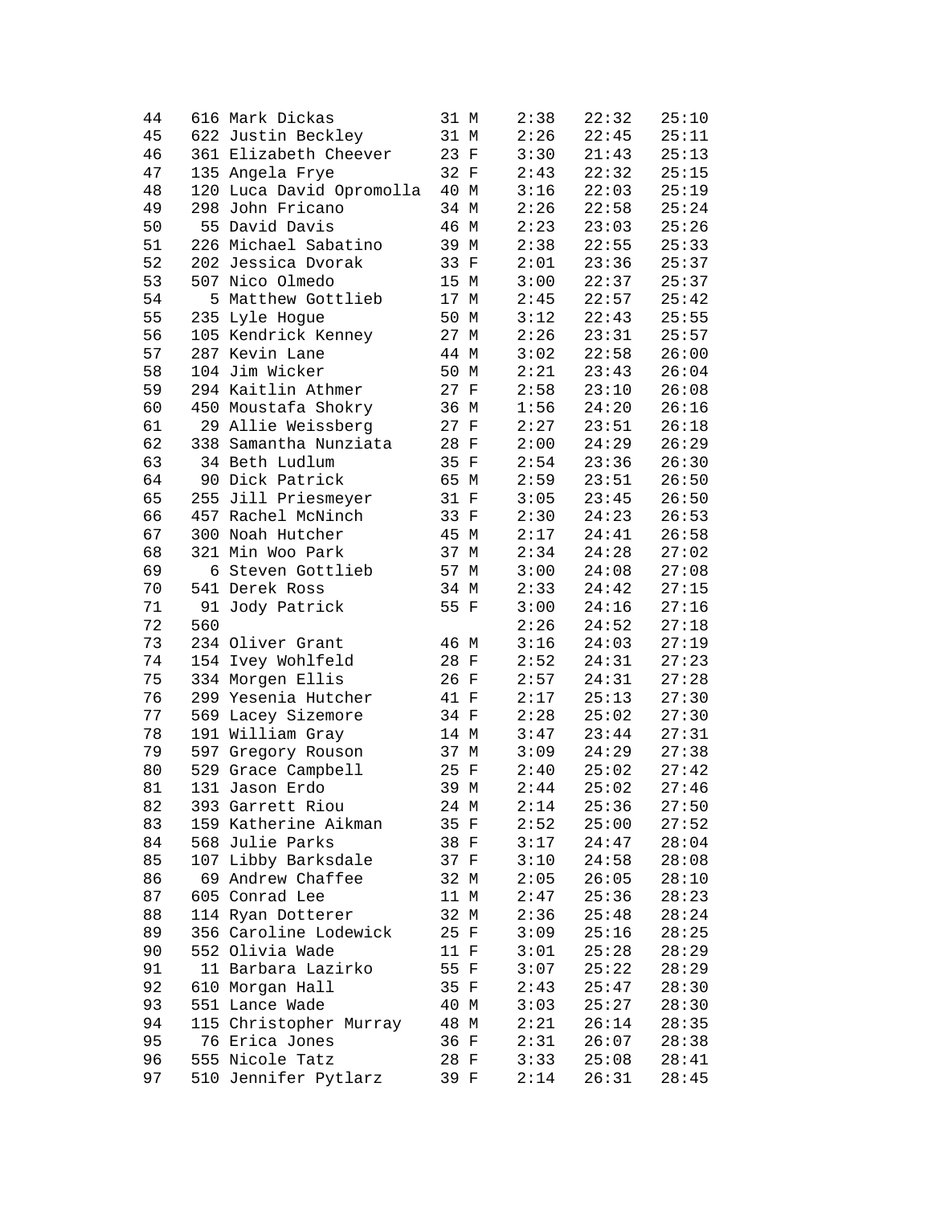| | | | | | | | |
|---|---|---|---|---|---|---|---|
| 44 | 616 | Mark Dickas | 31 | M | 2:38 | 22:32 | 25:10 |
| 45 | 622 | Justin Beckley | 31 | M | 2:26 | 22:45 | 25:11 |
| 46 | 361 | Elizabeth Cheever | 23 | F | 3:30 | 21:43 | 25:13 |
| 47 | 135 | Angela Frye | 32 | F | 2:43 | 22:32 | 25:15 |
| 48 | 120 | Luca David Opromolla | 40 | M | 3:16 | 22:03 | 25:19 |
| 49 | 298 | John Fricano | 34 | M | 2:26 | 22:58 | 25:24 |
| 50 | 55 | David Davis | 46 | M | 2:23 | 23:03 | 25:26 |
| 51 | 226 | Michael Sabatino | 39 | M | 2:38 | 22:55 | 25:33 |
| 52 | 202 | Jessica Dvorak | 33 | F | 2:01 | 23:36 | 25:37 |
| 53 | 507 | Nico Olmedo | 15 | M | 3:00 | 22:37 | 25:37 |
| 54 | 5 | Matthew Gottlieb | 17 | M | 2:45 | 22:57 | 25:42 |
| 55 | 235 | Lyle Hogue | 50 | M | 3:12 | 22:43 | 25:55 |
| 56 | 105 | Kendrick Kenney | 27 | M | 2:26 | 23:31 | 25:57 |
| 57 | 287 | Kevin Lane | 44 | M | 3:02 | 22:58 | 26:00 |
| 58 | 104 | Jim Wicker | 50 | M | 2:21 | 23:43 | 26:04 |
| 59 | 294 | Kaitlin Athmer | 27 | F | 2:58 | 23:10 | 26:08 |
| 60 | 450 | Moustafa Shokry | 36 | M | 1:56 | 24:20 | 26:16 |
| 61 | 29 | Allie Weissberg | 27 | F | 2:27 | 23:51 | 26:18 |
| 62 | 338 | Samantha Nunziata | 28 | F | 2:00 | 24:29 | 26:29 |
| 63 | 34 | Beth Ludlum | 35 | F | 2:54 | 23:36 | 26:30 |
| 64 | 90 | Dick Patrick | 65 | M | 2:59 | 23:51 | 26:50 |
| 65 | 255 | Jill Priesmeyer | 31 | F | 3:05 | 23:45 | 26:50 |
| 66 | 457 | Rachel McNinch | 33 | F | 2:30 | 24:23 | 26:53 |
| 67 | 300 | Noah Hutcher | 45 | M | 2:17 | 24:41 | 26:58 |
| 68 | 321 | Min Woo Park | 37 | M | 2:34 | 24:28 | 27:02 |
| 69 | 6 | Steven Gottlieb | 57 | M | 3:00 | 24:08 | 27:08 |
| 70 | 541 | Derek Ross | 34 | M | 2:33 | 24:42 | 27:15 |
| 71 | 91 | Jody Patrick | 55 | F | 3:00 | 24:16 | 27:16 |
| 72 | 560 | | | | 2:26 | 24:52 | 27:18 |
| 73 | 234 | Oliver Grant | 46 | M | 3:16 | 24:03 | 27:19 |
| 74 | 154 | Ivey Wohlfeld | 28 | F | 2:52 | 24:31 | 27:23 |
| 75 | 334 | Morgen Ellis | 26 | F | 2:57 | 24:31 | 27:28 |
| 76 | 299 | Yesenia Hutcher | 41 | F | 2:17 | 25:13 | 27:30 |
| 77 | 569 | Lacey Sizemore | 34 | F | 2:28 | 25:02 | 27:30 |
| 78 | 191 | William Gray | 14 | M | 3:47 | 23:44 | 27:31 |
| 79 | 597 | Gregory Rouson | 37 | M | 3:09 | 24:29 | 27:38 |
| 80 | 529 | Grace Campbell | 25 | F | 2:40 | 25:02 | 27:42 |
| 81 | 131 | Jason Erdo | 39 | M | 2:44 | 25:02 | 27:46 |
| 82 | 393 | Garrett Riou | 24 | M | 2:14 | 25:36 | 27:50 |
| 83 | 159 | Katherine Aikman | 35 | F | 2:52 | 25:00 | 27:52 |
| 84 | 568 | Julie Parks | 38 | F | 3:17 | 24:47 | 28:04 |
| 85 | 107 | Libby Barksdale | 37 | F | 3:10 | 24:58 | 28:08 |
| 86 | 69 | Andrew Chaffee | 32 | M | 2:05 | 26:05 | 28:10 |
| 87 | 605 | Conrad Lee | 11 | M | 2:47 | 25:36 | 28:23 |
| 88 | 114 | Ryan Dotterer | 32 | M | 2:36 | 25:48 | 28:24 |
| 89 | 356 | Caroline Lodewick | 25 | F | 3:09 | 25:16 | 28:25 |
| 90 | 552 | Olivia Wade | 11 | F | 3:01 | 25:28 | 28:29 |
| 91 | 11 | Barbara Lazirko | 55 | F | 3:07 | 25:22 | 28:29 |
| 92 | 610 | Morgan Hall | 35 | F | 2:43 | 25:47 | 28:30 |
| 93 | 551 | Lance Wade | 40 | M | 3:03 | 25:27 | 28:30 |
| 94 | 115 | Christopher Murray | 48 | M | 2:21 | 26:14 | 28:35 |
| 95 | 76 | Erica Jones | 36 | F | 2:31 | 26:07 | 28:38 |
| 96 | 555 | Nicole Tatz | 28 | F | 3:33 | 25:08 | 28:41 |
| 97 | 510 | Jennifer Pytlarz | 39 | F | 2:14 | 26:31 | 28:45 |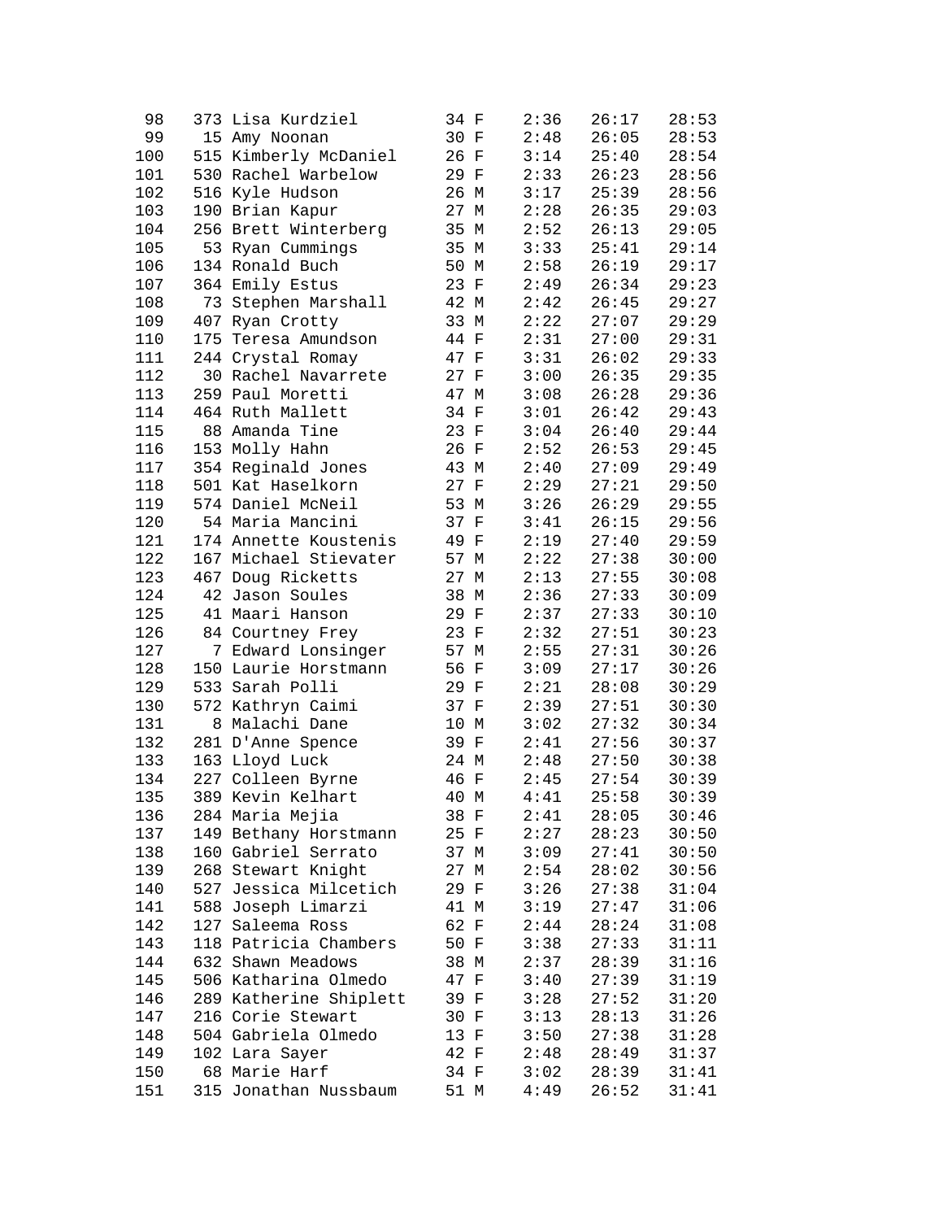```
 98    373 Lisa Kurdziel        34 F    2:36   26:17   28:53
 99     15 Amy Noonan           30 F    2:48   26:05   28:53
100    515 Kimberly McDaniel    26 F    3:14   25:40   28:54
101    530 Rachel Warbelow      29 F    2:33   26:23   28:56
102    516 Kyle Hudson          26 M    3:17   25:39   28:56
103    190 Brian Kapur          27 M    2:28   26:35   29:03
104    256 Brett Winterberg     35 M    2:52   26:13   29:05
105     53 Ryan Cummings        35 M    3:33   25:41   29:14
106    134 Ronald Buch          50 M    2:58   26:19   29:17
107    364 Emily Estus          23 F    2:49   26:34   29:23
108     73 Stephen Marshall     42 M    2:42   26:45   29:27
109    407 Ryan Crotty          33 M    2:22   27:07   29:29
110    175 Teresa Amundson      44 F    2:31   27:00   29:31
111    244 Crystal Romay        47 F    3:31   26:02   29:33
112     30 Rachel Navarrete     27 F    3:00   26:35   29:35
113    259 Paul Moretti         47 M    3:08   26:28   29:36
114    464 Ruth Mallett         34 F    3:01   26:42   29:43
115     88 Amanda Tine          23 F    3:04   26:40   29:44
116    153 Molly Hahn           26 F    2:52   26:53   29:45
117    354 Reginald Jones       43 M    2:40   27:09   29:49
118    501 Kat Haselkorn        27 F    2:29   27:21   29:50
119    574 Daniel McNeil        53 M    3:26   26:29   29:55
120     54 Maria Mancini        37 F    3:41   26:15   29:56
121    174 Annette Koustenis    49 F    2:19   27:40   29:59
122    167 Michael Stievater    57 M    2:22   27:38   30:00
123    467 Doug Ricketts        27 M    2:13   27:55   30:08
124     42 Jason Soules         38 M    2:36   27:33   30:09
125     41 Maari Hanson         29 F    2:37   27:33   30:10
126     84 Courtney Frey        23 F    2:32   27:51   30:23
127      7 Edward Lonsinger     57 M    2:55   27:31   30:26
128    150 Laurie Horstmann     56 F    3:09   27:17   30:26
129    533 Sarah Polli          29 F    2:21   28:08   30:29
130    572 Kathryn Caimi        37 F    2:39   27:51   30:30
131      8 Malachi Dane         10 M    3:02   27:32   30:34
132    281 D'Anne Spence        39 F    2:41   27:56   30:37
133    163 Lloyd Luck           24 M    2:48   27:50   30:38
134    227 Colleen Byrne        46 F    2:45   27:54   30:39
135    389 Kevin Kelhart        40 M    4:41   25:58   30:39
136    284 Maria Mejia          38 F    2:41   28:05   30:46
137    149 Bethany Horstmann    25 F    2:27   28:23   30:50
138    160 Gabriel Serrato      37 M    3:09   27:41   30:50
139    268 Stewart Knight       27 M    2:54   28:02   30:56
140    527 Jessica Milcetich    29 F    3:26   27:38   31:04
141    588 Joseph Limarzi       41 M    3:19   27:47   31:06
142    127 Saleema Ross         62 F    2:44   28:24   31:08
143    118 Patricia Chambers    50 F    3:38   27:33   31:11
144    632 Shawn Meadows        38 M    2:37   28:39   31:16
145    506 Katharina Olmedo     47 F    3:40   27:39   31:19
146    289 Katherine Shiplett   39 F    3:28   27:52   31:20
147    216 Corie Stewart        30 F    3:13   28:13   31:26
148    504 Gabriela Olmedo      13 F    3:50   27:38   31:28
149    102 Lara Sayer           42 F    2:48   28:49   31:37
150     68 Marie Harf           34 F    3:02   28:39   31:41
151    315 Jonathan Nussbaum    51 M    4:49   26:52   31:41
```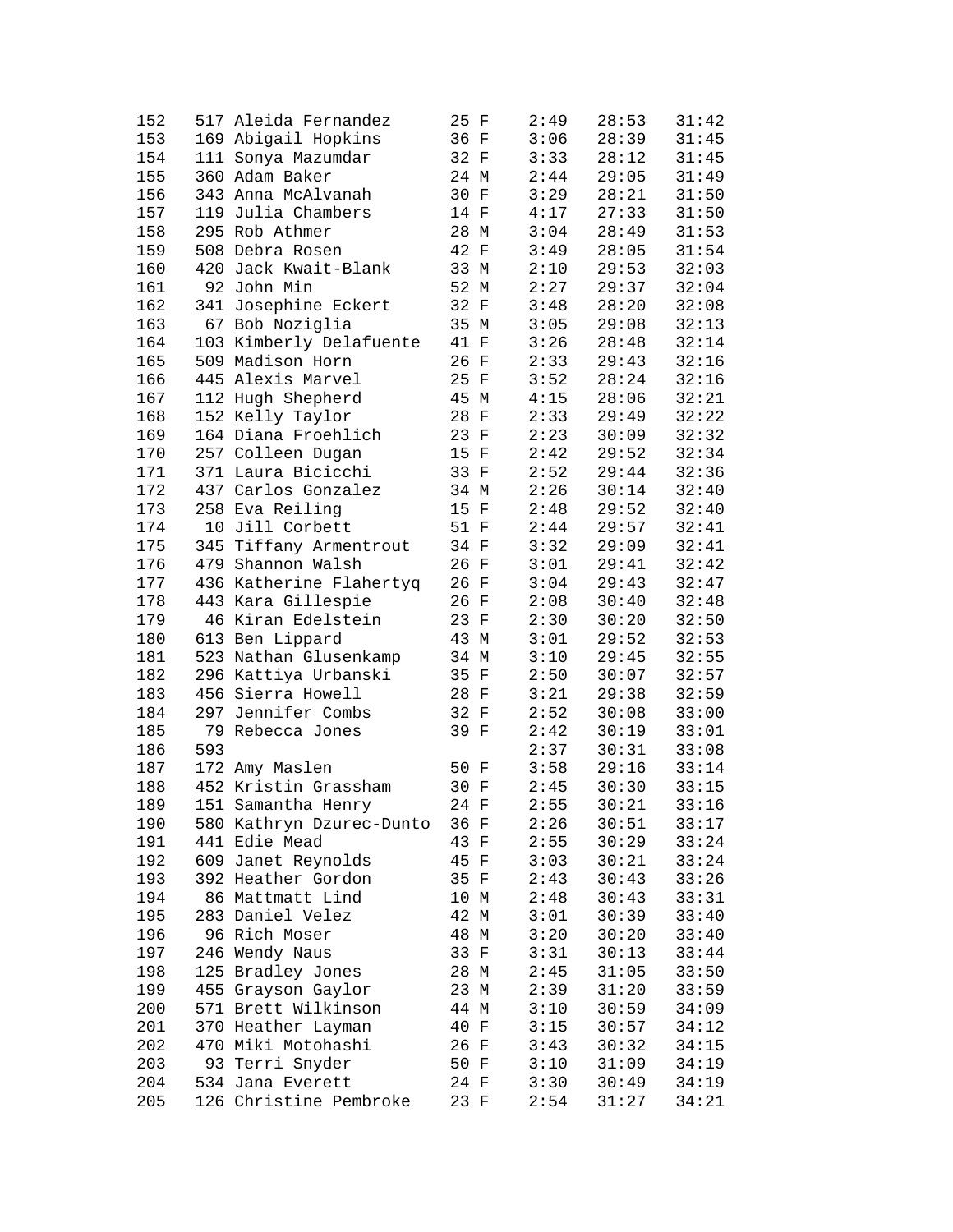| | | | | | | | |
|---|---|---|---|---|---|---|---|
| 152 | 517 | Aleida Fernandez | 25 | F | 2:49 | 28:53 | 31:42 |
| 153 | 169 | Abigail Hopkins | 36 | F | 3:06 | 28:39 | 31:45 |
| 154 | 111 | Sonya Mazumdar | 32 | F | 3:33 | 28:12 | 31:45 |
| 155 | 360 | Adam Baker | 24 | M | 2:44 | 29:05 | 31:49 |
| 156 | 343 | Anna McAlvanah | 30 | F | 3:29 | 28:21 | 31:50 |
| 157 | 119 | Julia Chambers | 14 | F | 4:17 | 27:33 | 31:50 |
| 158 | 295 | Rob Athmer | 28 | M | 3:04 | 28:49 | 31:53 |
| 159 | 508 | Debra Rosen | 42 | F | 3:49 | 28:05 | 31:54 |
| 160 | 420 | Jack Kwait-Blank | 33 | M | 2:10 | 29:53 | 32:03 |
| 161 | 92 | John Min | 52 | M | 2:27 | 29:37 | 32:04 |
| 162 | 341 | Josephine Eckert | 32 | F | 3:48 | 28:20 | 32:08 |
| 163 | 67 | Bob Noziglia | 35 | M | 3:05 | 29:08 | 32:13 |
| 164 | 103 | Kimberly Delafuente | 41 | F | 3:26 | 28:48 | 32:14 |
| 165 | 509 | Madison Horn | 26 | F | 2:33 | 29:43 | 32:16 |
| 166 | 445 | Alexis Marvel | 25 | F | 3:52 | 28:24 | 32:16 |
| 167 | 112 | Hugh Shepherd | 45 | M | 4:15 | 28:06 | 32:21 |
| 168 | 152 | Kelly Taylor | 28 | F | 2:33 | 29:49 | 32:22 |
| 169 | 164 | Diana Froehlich | 23 | F | 2:23 | 30:09 | 32:32 |
| 170 | 257 | Colleen Dugan | 15 | F | 2:42 | 29:52 | 32:34 |
| 171 | 371 | Laura Bicicchi | 33 | F | 2:52 | 29:44 | 32:36 |
| 172 | 437 | Carlos Gonzalez | 34 | M | 2:26 | 30:14 | 32:40 |
| 173 | 258 | Eva Reiling | 15 | F | 2:48 | 29:52 | 32:40 |
| 174 | 10 | Jill Corbett | 51 | F | 2:44 | 29:57 | 32:41 |
| 175 | 345 | Tiffany Armentrout | 34 | F | 3:32 | 29:09 | 32:41 |
| 176 | 479 | Shannon Walsh | 26 | F | 3:01 | 29:41 | 32:42 |
| 177 | 436 | Katherine Flahertyq | 26 | F | 3:04 | 29:43 | 32:47 |
| 178 | 443 | Kara Gillespie | 26 | F | 2:08 | 30:40 | 32:48 |
| 179 | 46 | Kiran Edelstein | 23 | F | 2:30 | 30:20 | 32:50 |
| 180 | 613 | Ben Lippard | 43 | M | 3:01 | 29:52 | 32:53 |
| 181 | 523 | Nathan Glusenkamp | 34 | M | 3:10 | 29:45 | 32:55 |
| 182 | 296 | Kattiya Urbanski | 35 | F | 2:50 | 30:07 | 32:57 |
| 183 | 456 | Sierra Howell | 28 | F | 3:21 | 29:38 | 32:59 |
| 184 | 297 | Jennifer Combs | 32 | F | 2:52 | 30:08 | 33:00 |
| 185 | 79 | Rebecca Jones | 39 | F | 2:42 | 30:19 | 33:01 |
| 186 | 593 | | | | 2:37 | 30:31 | 33:08 |
| 187 | 172 | Amy Maslen | 50 | F | 3:58 | 29:16 | 33:14 |
| 188 | 452 | Kristin Grassham | 30 | F | 2:45 | 30:30 | 33:15 |
| 189 | 151 | Samantha Henry | 24 | F | 2:55 | 30:21 | 33:16 |
| 190 | 580 | Kathryn Dzurec-Dunto | 36 | F | 2:26 | 30:51 | 33:17 |
| 191 | 441 | Edie Mead | 43 | F | 2:55 | 30:29 | 33:24 |
| 192 | 609 | Janet Reynolds | 45 | F | 3:03 | 30:21 | 33:24 |
| 193 | 392 | Heather Gordon | 35 | F | 2:43 | 30:43 | 33:26 |
| 194 | 86 | Mattmatt Lind | 10 | M | 2:48 | 30:43 | 33:31 |
| 195 | 283 | Daniel Velez | 42 | M | 3:01 | 30:39 | 33:40 |
| 196 | 96 | Rich Moser | 48 | M | 3:20 | 30:20 | 33:40 |
| 197 | 246 | Wendy Naus | 33 | F | 3:31 | 30:13 | 33:44 |
| 198 | 125 | Bradley Jones | 28 | M | 2:45 | 31:05 | 33:50 |
| 199 | 455 | Grayson Gaylor | 23 | M | 2:39 | 31:20 | 33:59 |
| 200 | 571 | Brett Wilkinson | 44 | M | 3:10 | 30:59 | 34:09 |
| 201 | 370 | Heather Layman | 40 | F | 3:15 | 30:57 | 34:12 |
| 202 | 470 | Miki Motohashi | 26 | F | 3:43 | 30:32 | 34:15 |
| 203 | 93 | Terri Snyder | 50 | F | 3:10 | 31:09 | 34:19 |
| 204 | 534 | Jana Everett | 24 | F | 3:30 | 30:49 | 34:19 |
| 205 | 126 | Christine Pembroke | 23 | F | 2:54 | 31:27 | 34:21 |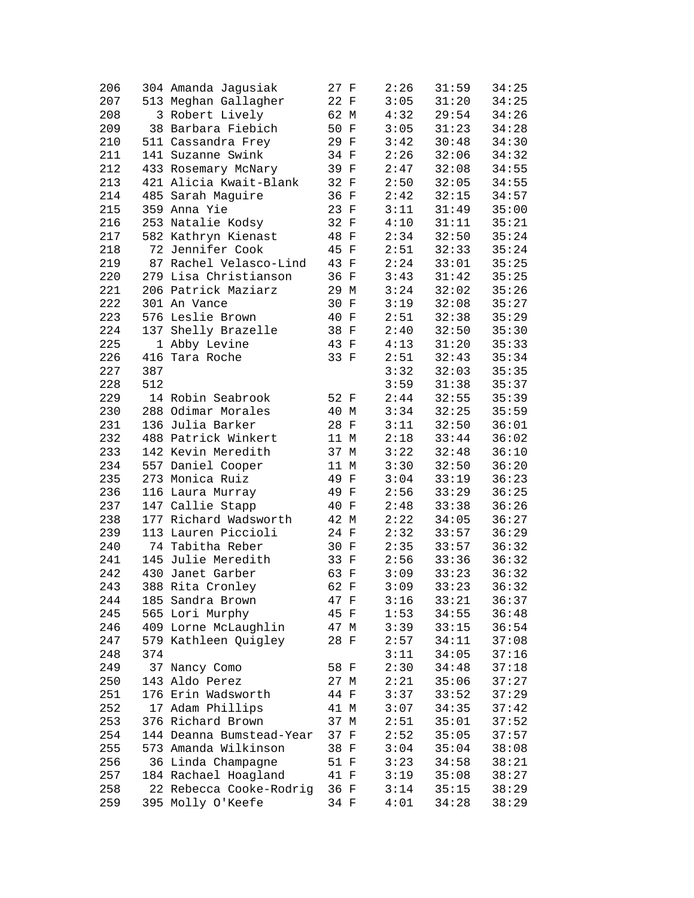| Place | Bib | Name | Age | Sex | Time 1 | Time 2 | Total |
|---|---|---|---|---|---|---|---|
| 206 | 304 | Amanda Jagusiak | 27 | F | 2:26 | 31:59 | 34:25 |
| 207 | 513 | Meghan Gallagher | 22 | F | 3:05 | 31:20 | 34:25 |
| 208 | 3 | Robert Lively | 62 | M | 4:32 | 29:54 | 34:26 |
| 209 | 38 | Barbara Fiebich | 50 | F | 3:05 | 31:23 | 34:28 |
| 210 | 511 | Cassandra Frey | 29 | F | 3:42 | 30:48 | 34:30 |
| 211 | 141 | Suzanne Swink | 34 | F | 2:26 | 32:06 | 34:32 |
| 212 | 433 | Rosemary McNary | 39 | F | 2:47 | 32:08 | 34:55 |
| 213 | 421 | Alicia Kwait-Blank | 32 | F | 2:50 | 32:05 | 34:55 |
| 214 | 485 | Sarah Maguire | 36 | F | 2:42 | 32:15 | 34:57 |
| 215 | 359 | Anna Yie | 23 | F | 3:11 | 31:49 | 35:00 |
| 216 | 253 | Natalie Kodsy | 32 | F | 4:10 | 31:11 | 35:21 |
| 217 | 582 | Kathryn Kienast | 48 | F | 2:34 | 32:50 | 35:24 |
| 218 | 72 | Jennifer Cook | 45 | F | 2:51 | 32:33 | 35:24 |
| 219 | 87 | Rachel Velasco-Lind | 43 | F | 2:24 | 33:01 | 35:25 |
| 220 | 279 | Lisa Christianson | 36 | F | 3:43 | 31:42 | 35:25 |
| 221 | 206 | Patrick Maziarz | 29 | M | 3:24 | 32:02 | 35:26 |
| 222 | 301 | An Vance | 30 | F | 3:19 | 32:08 | 35:27 |
| 223 | 576 | Leslie Brown | 40 | F | 2:51 | 32:38 | 35:29 |
| 224 | 137 | Shelly Brazelle | 38 | F | 2:40 | 32:50 | 35:30 |
| 225 | 1 | Abby Levine | 43 | F | 4:13 | 31:20 | 35:33 |
| 226 | 416 | Tara Roche | 33 | F | 2:51 | 32:43 | 35:34 |
| 227 | 387 | | | | 3:32 | 32:03 | 35:35 |
| 228 | 512 | | | | 3:59 | 31:38 | 35:37 |
| 229 | 14 | Robin Seabrook | 52 | F | 2:44 | 32:55 | 35:39 |
| 230 | 288 | Odimar Morales | 40 | M | 3:34 | 32:25 | 35:59 |
| 231 | 136 | Julia Barker | 28 | F | 3:11 | 32:50 | 36:01 |
| 232 | 488 | Patrick Winkert | 11 | M | 2:18 | 33:44 | 36:02 |
| 233 | 142 | Kevin Meredith | 37 | M | 3:22 | 32:48 | 36:10 |
| 234 | 557 | Daniel Cooper | 11 | M | 3:30 | 32:50 | 36:20 |
| 235 | 273 | Monica Ruiz | 49 | F | 3:04 | 33:19 | 36:23 |
| 236 | 116 | Laura Murray | 49 | F | 2:56 | 33:29 | 36:25 |
| 237 | 147 | Callie Stapp | 40 | F | 2:48 | 33:38 | 36:26 |
| 238 | 177 | Richard Wadsworth | 42 | M | 2:22 | 34:05 | 36:27 |
| 239 | 113 | Lauren Piccioli | 24 | F | 2:32 | 33:57 | 36:29 |
| 240 | 74 | Tabitha Reber | 30 | F | 2:35 | 33:57 | 36:32 |
| 241 | 145 | Julie Meredith | 33 | F | 2:56 | 33:36 | 36:32 |
| 242 | 430 | Janet Garber | 63 | F | 3:09 | 33:23 | 36:32 |
| 243 | 388 | Rita Cronley | 62 | F | 3:09 | 33:23 | 36:32 |
| 244 | 185 | Sandra Brown | 47 | F | 3:16 | 33:21 | 36:37 |
| 245 | 565 | Lori Murphy | 45 | F | 1:53 | 34:55 | 36:48 |
| 246 | 409 | Lorne McLaughlin | 47 | M | 3:39 | 33:15 | 36:54 |
| 247 | 579 | Kathleen Quigley | 28 | F | 2:57 | 34:11 | 37:08 |
| 248 | 374 | | | | 3:11 | 34:05 | 37:16 |
| 249 | 37 | Nancy Como | 58 | F | 2:30 | 34:48 | 37:18 |
| 250 | 143 | Aldo Perez | 27 | M | 2:21 | 35:06 | 37:27 |
| 251 | 176 | Erin Wadsworth | 44 | F | 3:37 | 33:52 | 37:29 |
| 252 | 17 | Adam Phillips | 41 | M | 3:07 | 34:35 | 37:42 |
| 253 | 376 | Richard Brown | 37 | M | 2:51 | 35:01 | 37:52 |
| 254 | 144 | Deanna Bumstead-Year | 37 | F | 2:52 | 35:05 | 37:57 |
| 255 | 573 | Amanda Wilkinson | 38 | F | 3:04 | 35:04 | 38:08 |
| 256 | 36 | Linda Champagne | 51 | F | 3:23 | 34:58 | 38:21 |
| 257 | 184 | Rachael Hoagland | 41 | F | 3:19 | 35:08 | 38:27 |
| 258 | 22 | Rebecca Cooke-Rodrig | 36 | F | 3:14 | 35:15 | 38:29 |
| 259 | 395 | Molly O'Keefe | 34 | F | 4:01 | 34:28 | 38:29 |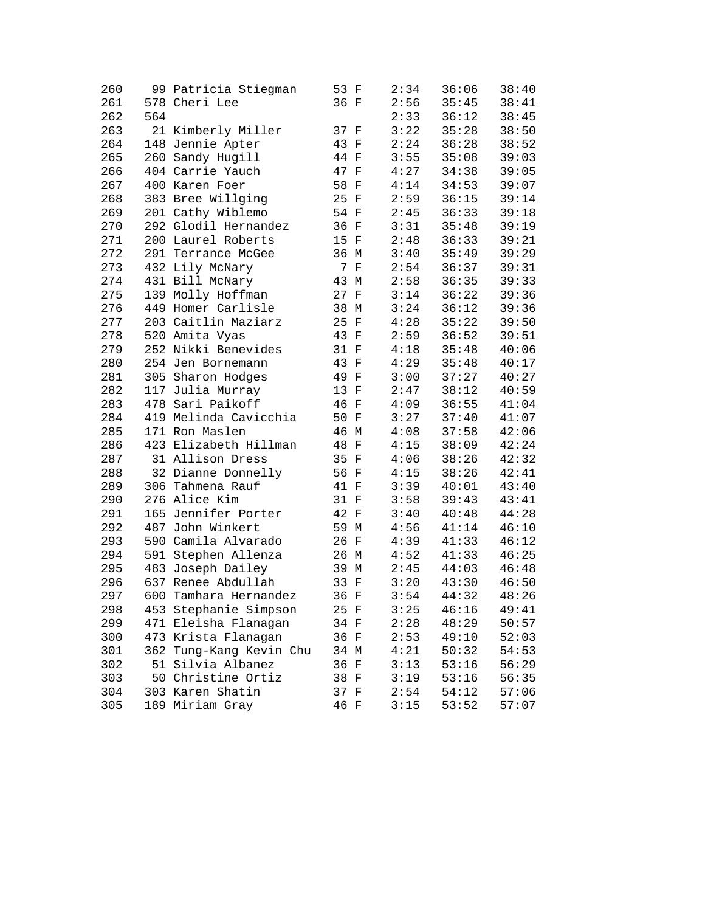| | | | | | | | |
|---|---|---|---|---|---|---|---|
| 260 | 99 | Patricia Stiegman | 53 | F | 2:34 | 36:06 | 38:40 |
| 261 | 578 | Cheri Lee | 36 | F | 2:56 | 35:45 | 38:41 |
| 262 | 564 | | | | 2:33 | 36:12 | 38:45 |
| 263 | 21 | Kimberly Miller | 37 | F | 3:22 | 35:28 | 38:50 |
| 264 | 148 | Jennie Apter | 43 | F | 2:24 | 36:28 | 38:52 |
| 265 | 260 | Sandy Hugill | 44 | F | 3:55 | 35:08 | 39:03 |
| 266 | 404 | Carrie Yauch | 47 | F | 4:27 | 34:38 | 39:05 |
| 267 | 400 | Karen Foer | 58 | F | 4:14 | 34:53 | 39:07 |
| 268 | 383 | Bree Willging | 25 | F | 2:59 | 36:15 | 39:14 |
| 269 | 201 | Cathy Wiblemo | 54 | F | 2:45 | 36:33 | 39:18 |
| 270 | 292 | Glodil Hernandez | 36 | F | 3:31 | 35:48 | 39:19 |
| 271 | 200 | Laurel Roberts | 15 | F | 2:48 | 36:33 | 39:21 |
| 272 | 291 | Terrance McGee | 36 | M | 3:40 | 35:49 | 39:29 |
| 273 | 432 | Lily McNary | 7 | F | 2:54 | 36:37 | 39:31 |
| 274 | 431 | Bill McNary | 43 | M | 2:58 | 36:35 | 39:33 |
| 275 | 139 | Molly Hoffman | 27 | F | 3:14 | 36:22 | 39:36 |
| 276 | 449 | Homer Carlisle | 38 | M | 3:24 | 36:12 | 39:36 |
| 277 | 203 | Caitlin Maziarz | 25 | F | 4:28 | 35:22 | 39:50 |
| 278 | 520 | Amita Vyas | 43 | F | 2:59 | 36:52 | 39:51 |
| 279 | 252 | Nikki Benevides | 31 | F | 4:18 | 35:48 | 40:06 |
| 280 | 254 | Jen Bornemann | 43 | F | 4:29 | 35:48 | 40:17 |
| 281 | 305 | Sharon Hodges | 49 | F | 3:00 | 37:27 | 40:27 |
| 282 | 117 | Julia Murray | 13 | F | 2:47 | 38:12 | 40:59 |
| 283 | 478 | Sari Paikoff | 46 | F | 4:09 | 36:55 | 41:04 |
| 284 | 419 | Melinda Cavicchia | 50 | F | 3:27 | 37:40 | 41:07 |
| 285 | 171 | Ron Maslen | 46 | M | 4:08 | 37:58 | 42:06 |
| 286 | 423 | Elizabeth Hillman | 48 | F | 4:15 | 38:09 | 42:24 |
| 287 | 31 | Allison Dress | 35 | F | 4:06 | 38:26 | 42:32 |
| 288 | 32 | Dianne Donnelly | 56 | F | 4:15 | 38:26 | 42:41 |
| 289 | 306 | Tahmena Rauf | 41 | F | 3:39 | 40:01 | 43:40 |
| 290 | 276 | Alice Kim | 31 | F | 3:58 | 39:43 | 43:41 |
| 291 | 165 | Jennifer Porter | 42 | F | 3:40 | 40:48 | 44:28 |
| 292 | 487 | John Winkert | 59 | M | 4:56 | 41:14 | 46:10 |
| 293 | 590 | Camila Alvarado | 26 | F | 4:39 | 41:33 | 46:12 |
| 294 | 591 | Stephen Allenza | 26 | M | 4:52 | 41:33 | 46:25 |
| 295 | 483 | Joseph Dailey | 39 | M | 2:45 | 44:03 | 46:48 |
| 296 | 637 | Renee Abdullah | 33 | F | 3:20 | 43:30 | 46:50 |
| 297 | 600 | Tamhara Hernandez | 36 | F | 3:54 | 44:32 | 48:26 |
| 298 | 453 | Stephanie Simpson | 25 | F | 3:25 | 46:16 | 49:41 |
| 299 | 471 | Eleisha Flanagan | 34 | F | 2:28 | 48:29 | 50:57 |
| 300 | 473 | Krista Flanagan | 36 | F | 2:53 | 49:10 | 52:03 |
| 301 | 362 | Tung-Kang Kevin Chu | 34 | M | 4:21 | 50:32 | 54:53 |
| 302 | 51 | Silvia Albanez | 36 | F | 3:13 | 53:16 | 56:29 |
| 303 | 50 | Christine Ortiz | 38 | F | 3:19 | 53:16 | 56:35 |
| 304 | 303 | Karen Shatin | 37 | F | 2:54 | 54:12 | 57:06 |
| 305 | 189 | Miriam Gray | 46 | F | 3:15 | 53:52 | 57:07 |